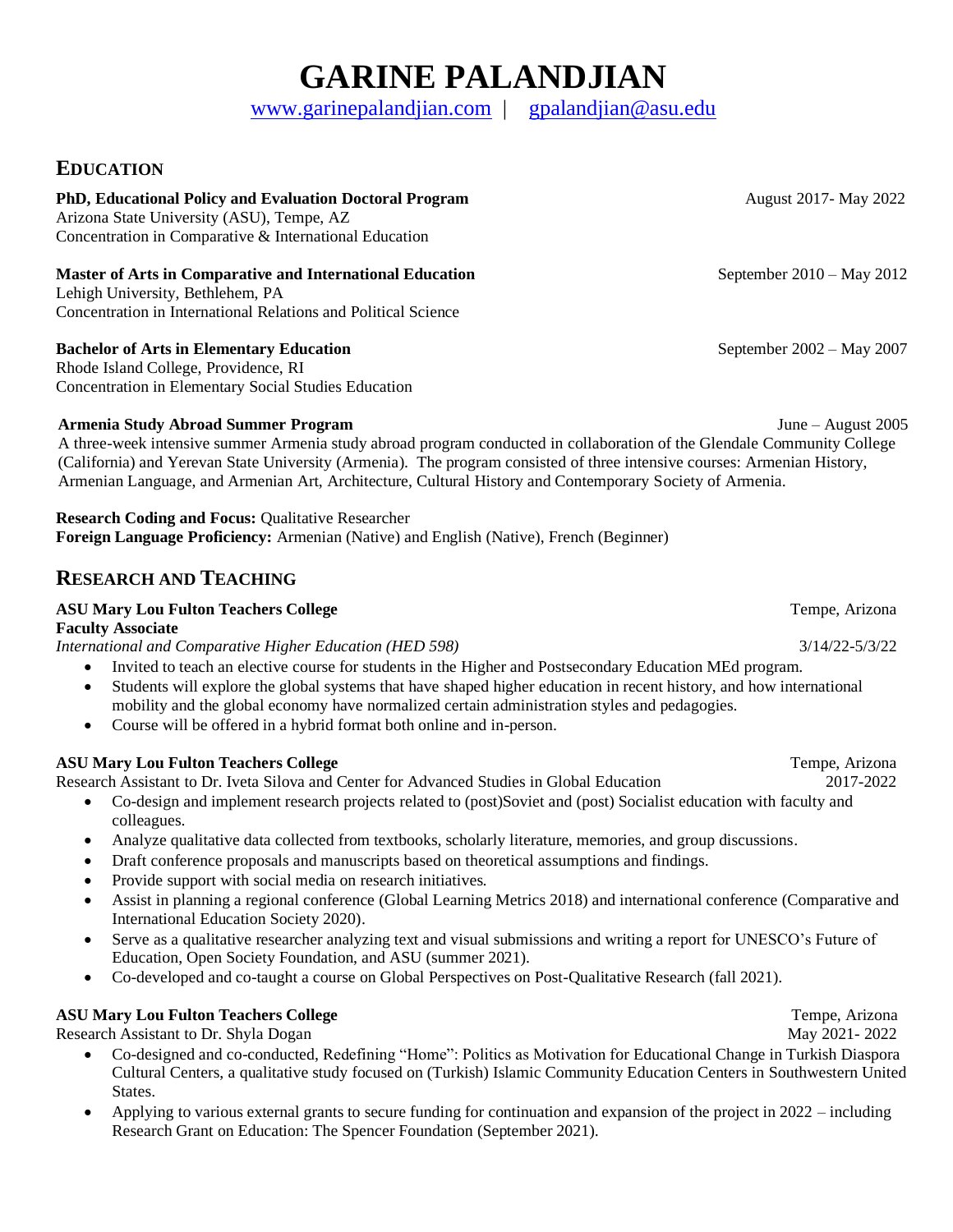# GARINE PALANDJIAN

www.garinepalandjian.com | gpalandjian@asu.edu

## EDUCATION

**PhD, Educational Policy and Evaluation Doctoral Program** August 2017- May 2022
Arizona State University (ASU), Tempe, AZ
Concentration in Comparative & International Education

**Master of Arts in Comparative and International Education** September 2010 – May 2012
Lehigh University, Bethlehem, PA
Concentration in International Relations and Political Science

**Bachelor of Arts in Elementary Education** September 2002 – May 2007
Rhode Island College, Providence, RI
Concentration in Elementary Social Studies Education

**Armenia Study Abroad Summer Program** June – August 2005
A three-week intensive summer Armenia study abroad program conducted in collaboration of the Glendale Community College (California) and Yerevan State University (Armenia). The program consisted of three intensive courses: Armenian History, Armenian Language, and Armenian Art, Architecture, Cultural History and Contemporary Society of Armenia.

**Research Coding and Focus:** Qualitative Researcher
**Foreign Language Proficiency:** Armenian (Native) and English (Native), French (Beginner)

## RESEARCH AND TEACHING

**ASU Mary Lou Fulton Teachers College** Tempe, Arizona
**Faculty Associate**
*International and Comparative Higher Education (HED 598)* 3/14/22-5/3/22

- Invited to teach an elective course for students in the Higher and Postsecondary Education MEd program.
- Students will explore the global systems that have shaped higher education in recent history, and how international mobility and the global economy have normalized certain administration styles and pedagogies.
- Course will be offered in a hybrid format both online and in-person.

**ASU Mary Lou Fulton Teachers College** Tempe, Arizona
Research Assistant to Dr. Iveta Silova and Center for Advanced Studies in Global Education 2017-2022

- Co-design and implement research projects related to (post)Soviet and (post) Socialist education with faculty and colleagues.
- Analyze qualitative data collected from textbooks, scholarly literature, memories, and group discussions.
- Draft conference proposals and manuscripts based on theoretical assumptions and findings.
- Provide support with social media on research initiatives.
- Assist in planning a regional conference (Global Learning Metrics 2018) and international conference (Comparative and International Education Society 2020).
- Serve as a qualitative researcher analyzing text and visual submissions and writing a report for UNESCO's Future of Education, Open Society Foundation, and ASU (summer 2021).
- Co-developed and co-taught a course on Global Perspectives on Post-Qualitative Research (fall 2021).

**ASU Mary Lou Fulton Teachers College** Tempe, Arizona
Research Assistant to Dr. Shyla Dogan May 2021- 2022

- Co-designed and co-conducted, Redefining "Home": Politics as Motivation for Educational Change in Turkish Diaspora Cultural Centers, a qualitative study focused on (Turkish) Islamic Community Education Centers in Southwestern United States.
- Applying to various external grants to secure funding for continuation and expansion of the project in 2022 – including Research Grant on Education: The Spencer Foundation (September 2021).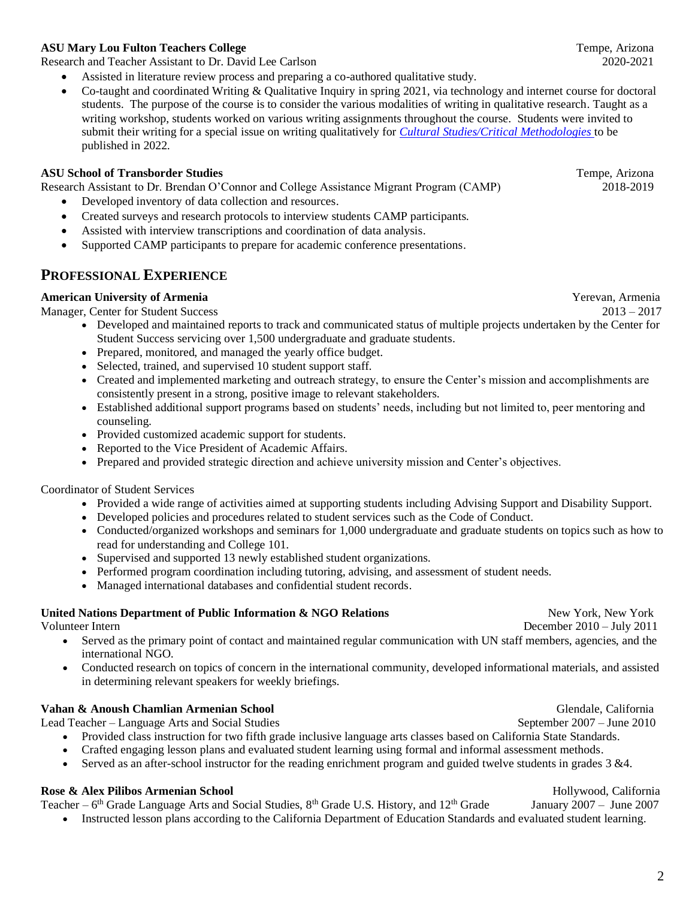**ASU Mary Lou Fulton Teachers College** Tempe, Arizona

Research and Teacher Assistant to Dr. David Lee Carlson 2020-2021

- Assisted in literature review process and preparing a co-authored qualitative study.
- Co-taught and coordinated Writing & Qualitative Inquiry in spring 2021, via technology and internet course for doctoral students. The purpose of the course is to consider the various modalities of writing in qualitative research. Taught as a writing workshop, students worked on various writing assignments throughout the course. Students were invited to submit their writing for a special issue on writing qualitatively for *Cultural Studies/Critical Methodologies* to be published in 2022.

**ASU School of Transborder Studies** Tempe, Arizona

Research Assistant to Dr. Brendan O'Connor and College Assistance Migrant Program (CAMP) 2018-2019

- Developed inventory of data collection and resources.
- Created surveys and research protocols to interview students CAMP participants.
- Assisted with interview transcriptions and coordination of data analysis.
- Supported CAMP participants to prepare for academic conference presentations.

## PROFESSIONAL EXPERIENCE

**American University of Armenia** Yerevan, Armenia

Manager, Center for Student Success 2013 – 2017

- Developed and maintained reports to track and communicated status of multiple projects undertaken by the Center for Student Success servicing over 1,500 undergraduate and graduate students.
- Prepared, monitored, and managed the yearly office budget.
- Selected, trained, and supervised 10 student support staff.
- Created and implemented marketing and outreach strategy, to ensure the Center's mission and accomplishments are consistently present in a strong, positive image to relevant stakeholders.
- Established additional support programs based on students' needs, including but not limited to, peer mentoring and counseling.
- Provided customized academic support for students.
- Reported to the Vice President of Academic Affairs.
- Prepared and provided strategic direction and achieve university mission and Center's objectives.

Coordinator of Student Services

- Provided a wide range of activities aimed at supporting students including Advising Support and Disability Support.
- Developed policies and procedures related to student services such as the Code of Conduct.
- Conducted/organized workshops and seminars for 1,000 undergraduate and graduate students on topics such as how to read for understanding and College 101.
- Supervised and supported 13 newly established student organizations.
- Performed program coordination including tutoring, advising, and assessment of student needs.
- Managed international databases and confidential student records.

**United Nations Department of Public Information & NGO Relations** New York, New York

Volunteer Intern December 2010 – July 2011

- Served as the primary point of contact and maintained regular communication with UN staff members, agencies, and the international NGO.
- Conducted research on topics of concern in the international community, developed informational materials, and assisted in determining relevant speakers for weekly briefings.

**Vahan & Anoush Chamlian Armenian School** Glendale, California

Lead Teacher – Language Arts and Social Studies September 2007 – June 2010

- Provided class instruction for two fifth grade inclusive language arts classes based on California State Standards.
- Crafted engaging lesson plans and evaluated student learning using formal and informal assessment methods.
- Served as an after-school instructor for the reading enrichment program and guided twelve students in grades 3 &4.

**Rose & Alex Pilibos Armenian School** Hollywood, California

Teacher – 6th Grade Language Arts and Social Studies, 8th Grade U.S. History, and 12th Grade January 2007 – June 2007

- Instructed lesson plans according to the California Department of Education Standards and evaluated student learning.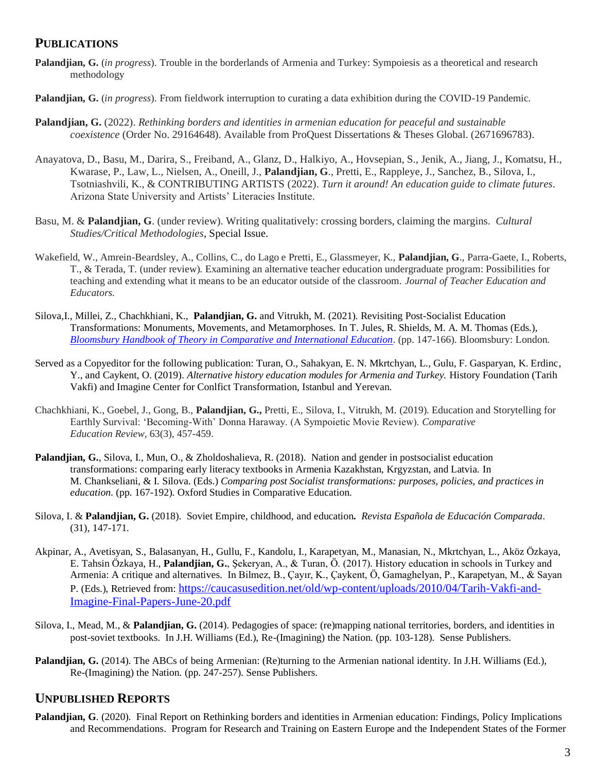## PUBLICATIONS

**Palandjian, G.** (*in progress*). Trouble in the borderlands of Armenia and Turkey: Sympoiesis as a theoretical and research methodology

**Palandjian, G.** (*in progress*). From fieldwork interruption to curating a data exhibition during the COVID-19 Pandemic.

**Palandjian, G.** (2022). *Rethinking borders and identities in armenian education for peaceful and sustainable coexistence* (Order No. 29164648). Available from ProQuest Dissertations & Theses Global. (2671696783).

Anayatova, D., Basu, M., Darira, S., Freiband, A., Glanz, D., Halkiyo, A., Hovsepian, S., Jenik, A., Jiang, J., Komatsu, H., Kwarase, P., Law, L., Nielsen, A., Oneill, J., **Palandjian, G**., Pretti, E., Rappleye, J., Sanchez, B., Silova, I., Tsotniashvili, K., & CONTRIBUTING ARTISTS (2022). *Turn it around! An education guide to climate futures*. Arizona State University and Artists' Literacies Institute.

Basu, M. & **Palandjian, G**. (under review). Writing qualitatively: crossing borders, claiming the margins. *Cultural Studies/Critical Methodologies*, Special Issue.

Wakefield, W., Amrein-Beardsley, A., Collins, C., do Lago e Pretti, E., Glassmeyer, K., **Palandjian, G**., Parra-Gaete, I., Roberts, T., & Terada, T. (under review). Examining an alternative teacher education undergraduate program: Possibilities for teaching and extending what it means to be an educator outside of the classroom. *Journal of Teacher Education and Educators.*

Silova,I., Millei, Z., Chachkhiani, K., **Palandjian, G.** and Vitrukh, M. (2021). Revisiting Post-Socialist Education Transformations: Monuments, Movements, and Metamorphoses. In T. Jules, R. Shields, M. A. M. Thomas (Eds.), *Bloomsbury Handbook of Theory in Comparative and International Education*. (pp. 147-166). Bloomsbury: London.

Served as a Copyeditor for the following publication: Turan, O., Sahakyan, E. N. Mkrtchyan, L., Gulu, F. Gasparyan, K. Erdinc, Y., and Caykent, O. (2019). *Alternative history education modules for Armenia and Turkey.* History Foundation (Tarih Vakfi) and Imagine Center for Conlfict Transformation, Istanbul and Yerevan.

Chachkhiani, K., Goebel, J., Gong, B., **Palandjian, G.,** Pretti, E., Silova, I., Vitrukh, M. (2019). Education and Storytelling for Earthly Survival: 'Becoming-With' Donna Haraway. (A Sympoietic Movie Review). *Comparative Education Review*, 63(3), 457-459.

**Palandjian, G.**, Silova, I., Mun, O., & Zholdoshalieva, R. (2018). Nation and gender in postsocialist education transformations: comparing early literacy textbooks in Armenia Kazakhstan, Krgyzstan, and Latvia. In M. Chankseliani, & I. Silova. (Eds.) *Comparing post Socialist transformations: purposes, policies, and practices in education.* (pp. 167-192). Oxford Studies in Comparative Education.

Silova, I. & **Palandjian, G.** (2018). Soviet Empire, childhood, and education**.** *Revista Española de Educación Comparada*. (31), 147-171.

Akpinar, A., Avetisyan, S., Balasanyan, H., Gullu, F., Kandolu, I., Karapetyan, M., Manasian, N., Mkrtchyan, L., Aköz Özkaya, E. Tahsin Özkaya, H., **Palandjian, G.**, Şekeryan, A., & Turan, Ö. (2017). History education in schools in Turkey and Armenia: A critique and alternatives. In Bilmez, B., Çayır, K., Çaykent, Ö, Gamaghelyan, P., Karapetyan, M., & Sayan P. (Eds.), Retrieved from: https://caucasusedition.net/old/wp-content/uploads/2010/04/Tarih-Vakfi-and-Imagine-Final-Papers-June-20.pdf

Silova, I., Mead, M., & **Palandjian, G.** (2014). Pedagogies of space: (re)mapping national territories, borders, and identities in post-soviet textbooks. In J.H. Williams (Ed.), Re-(Imagining) the Nation. (pp. 103-128). Sense Publishers.

**Palandjian, G.** (2014). The ABCs of being Armenian: (Re)turning to the Armenian national identity. In J.H. Williams (Ed.), Re-(Imagining) the Nation. (pp. 247-257). Sense Publishers.

## UNPUBLISHED REPORTS

**Palandjian, G**. (2020). Final Report on Rethinking borders and identities in Armenian education: Findings, Policy Implications and Recommendations. Program for Research and Training on Eastern Europe and the Independent States of the Former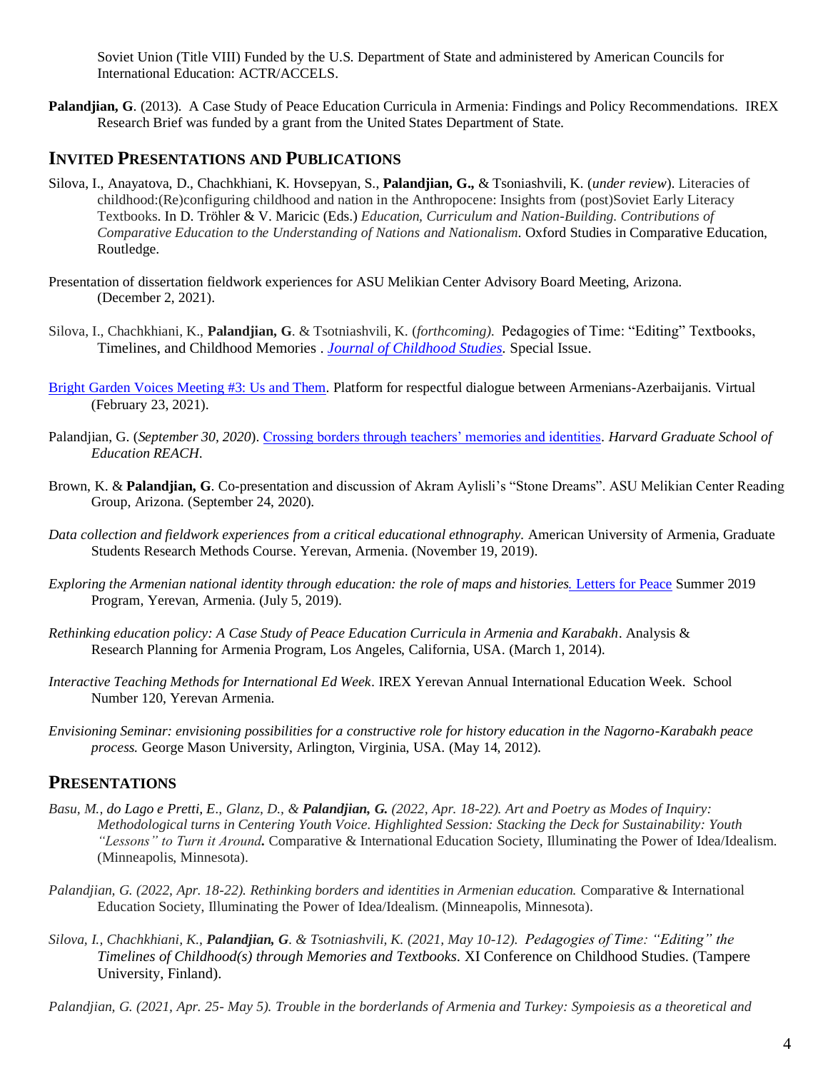Soviet Union (Title VIII) Funded by the U.S. Department of State and administered by American Councils for International Education: ACTR/ACCELS.

**Palandjian, G**. (2013). A Case Study of Peace Education Curricula in Armenia: Findings and Policy Recommendations. IREX Research Brief was funded by a grant from the United States Department of State.

## INVITED PRESENTATIONS AND PUBLICATIONS

Silova, I., Anayatova, D., Chachkhiani, K. Hovsepyan, S., **Palandjian, G.,** & Tsoniashvili, K. (*under review*). Literacies of childhood:(Re)configuring childhood and nation in the Anthropocene: Insights from (post)Soviet Early Literacy Textbooks. In D. Tröhler & V. Maricic (Eds.) *Education, Curriculum and Nation-Building. Contributions of Comparative Education to the Understanding of Nations and Nationalism*. Oxford Studies in Comparative Education, Routledge.

Presentation of dissertation fieldwork experiences for ASU Melikian Center Advisory Board Meeting, Arizona. (December 2, 2021).

Silova, I., Chachkhiani, K., **Palandjian, G**. & Tsotniashvili, K. (*forthcoming).* Pedagogies of Time: "Editing" Textbooks, Timelines, and Childhood Memories . *Journal of Childhood Studies.* Special Issue.

Bright Garden Voices Meeting #3: Us and Them. Platform for respectful dialogue between Armenians-Azerbaijanis. Virtual (February 23, 2021).

Palandjian, G. (*September 30, 2020*). Crossing borders through teachers' memories and identities. *Harvard Graduate School of Education REACH.*

Brown, K. & **Palandjian, G**. Co-presentation and discussion of Akram Aylisli's "Stone Dreams". ASU Melikian Center Reading Group, Arizona. (September 24, 2020).

*Data collection and fieldwork experiences from a critical educational ethnography.* American University of Armenia, Graduate Students Research Methods Course. Yerevan, Armenia. (November 19, 2019).

*Exploring the Armenian national identity through education: the role of maps and histories.* Letters for Peace Summer 2019 Program, Yerevan, Armenia. (July 5, 2019).

*Rethinking education policy: A Case Study of Peace Education Curricula in Armenia and Karabakh*. Analysis & Research Planning for Armenia Program, Los Angeles, California, USA. (March 1, 2014).

*Interactive Teaching Methods for International Ed Week*. IREX Yerevan Annual International Education Week. School Number 120, Yerevan Armenia.

*Envisioning Seminar: envisioning possibilities for a constructive role for history education in the Nagorno-Karabakh peace process.* George Mason University, Arlington, Virginia, USA. (May 14, 2012).

## PRESENTATIONS

*Basu, M., do Lago e Pretti, E., Glanz, D., & **Palandjian, G.** (2022, Apr. 18-22). Art and Poetry as Modes of Inquiry: Methodological turns in Centering Youth Voice. Highlighted Session: Stacking the Deck for Sustainability: Youth "Lessons" to Turn it Around***.** Comparative & International Education Society, Illuminating the Power of Idea/Idealism. (Minneapolis, Minnesota).

*Palandjian, G. (2022, Apr. 18-22). Rethinking borders and identities in Armenian education.* Comparative & International Education Society, Illuminating the Power of Idea/Idealism. (Minneapolis, Minnesota).

*Silova, I., Chachkhiani, K., **Palandjian, G**. & Tsotniashvili, K. (2021, May 10-12). Pedagogies of Time: "Editing" the Timelines of Childhood(s) through Memories and Textbooks*. XI Conference on Childhood Studies. (Tampere University, Finland).

*Palandjian, G. (2021, Apr. 25- May 5). Trouble in the borderlands of Armenia and Turkey: Sympoiesis as a theoretical and*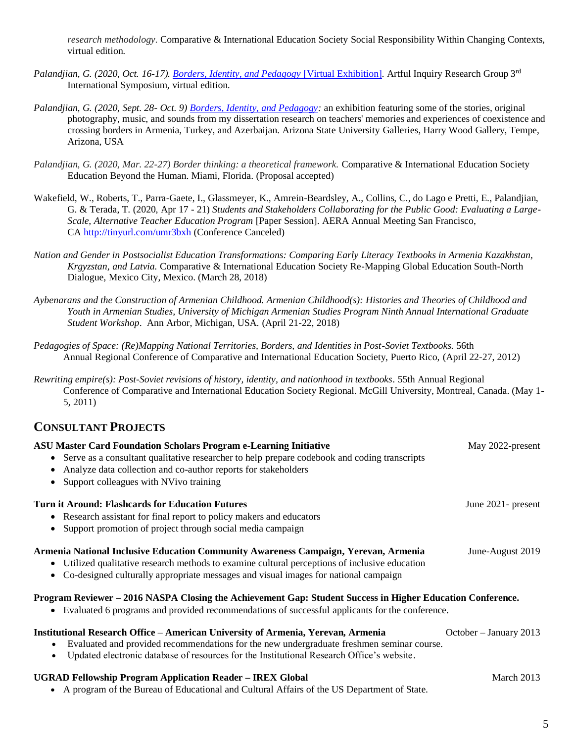*research methodology*. Comparative & International Education Society Social Responsibility Within Changing Contexts, virtual edition.

*Palandjian, G. (2020, Oct. 16-17). [Borders, Identity, and Pedagogy](#) [Virtual Exhibition].* Artful Inquiry Research Group 3rd International Symposium, virtual edition.

*Palandjian, G. (2020, Sept. 28- Oct. 9) [Borders, Identity, and Pedagogy](#):* an exhibition featuring some of the stories, original photography, music, and sounds from my dissertation research on teachers' memories and experiences of coexistence and crossing borders in Armenia, Turkey, and Azerbaijan. Arizona State University Galleries, Harry Wood Gallery, Tempe, Arizona, USA

*Palandjian, G. (2020, Mar. 22-27) Border thinking: a theoretical framework.* Comparative & International Education Society Education Beyond the Human. Miami, Florida. (Proposal accepted)

Wakefield, W., Roberts, T., Parra-Gaete, I., Glassmeyer, K., Amrein-Beardsley, A., Collins, C., do Lago e Pretti, E., Palandjian, G. & Terada, T. (2020, Apr 17 - 21) *Students and Stakeholders Collaborating for the Public Good: Evaluating a Large-Scale, Alternative Teacher Education Program* [Paper Session]. AERA Annual Meeting San Francisco, CA http://tinyurl.com/umr3bxh (Conference Canceled)

*Nation and Gender in Postsocialist Education Transformations: Comparing Early Literacy Textbooks in Armenia Kazakhstan, Krgyzstan, and Latvia.* Comparative & International Education Society Re-Mapping Global Education South-North Dialogue, Mexico City, Mexico. (March 28, 2018)

*Aybenarans and the Construction of Armenian Childhood. Armenian Childhood(s): Histories and Theories of Childhood and Youth in Armenian Studies, University of Michigan Armenian Studies Program Ninth Annual International Graduate Student Workshop*. Ann Arbor, Michigan, USA. (April 21-22, 2018)

*Pedagogies of Space: (Re)Mapping National Territories, Borders, and Identities in Post-Soviet Textbooks.* 56th Annual Regional Conference of Comparative and International Education Society, Puerto Rico, (April 22-27, 2012)

*Rewriting empire(s): Post-Soviet revisions of history, identity, and nationhood in textbooks*. 55th Annual Regional Conference of Comparative and International Education Society Regional. McGill University, Montreal, Canada. (May 1-5, 2011)

## Consultant Projects

**ASU Master Card Foundation Scholars Program e-Learning Initiative** — May 2022-present
- Serve as a consultant qualitative researcher to help prepare codebook and coding transcripts
- Analyze data collection and co-author reports for stakeholders
- Support colleagues with NVivo training

**Turn it Around: Flashcards for Education Futures** — June 2021- present
- Research assistant for final report to policy makers and educators
- Support promotion of project through social media campaign

**Armenia National Inclusive Education Community Awareness Campaign, Yerevan, Armenia** — June-August 2019
- Utilized qualitative research methods to examine cultural perceptions of inclusive education
- Co-designed culturally appropriate messages and visual images for national campaign

**Program Reviewer – 2016 NASPA Closing the Achievement Gap: Student Success in Higher Education Conference.**
- Evaluated 6 programs and provided recommendations of successful applicants for the conference.

**Institutional Research Office – American University of Armenia, Yerevan, Armenia** — October – January 2013
- Evaluated and provided recommendations for the new undergraduate freshmen seminar course.
- Updated electronic database of resources for the Institutional Research Office's website.

**UGRAD Fellowship Program Application Reader – IREX Global** — March 2013
- A program of the Bureau of Educational and Cultural Affairs of the US Department of State.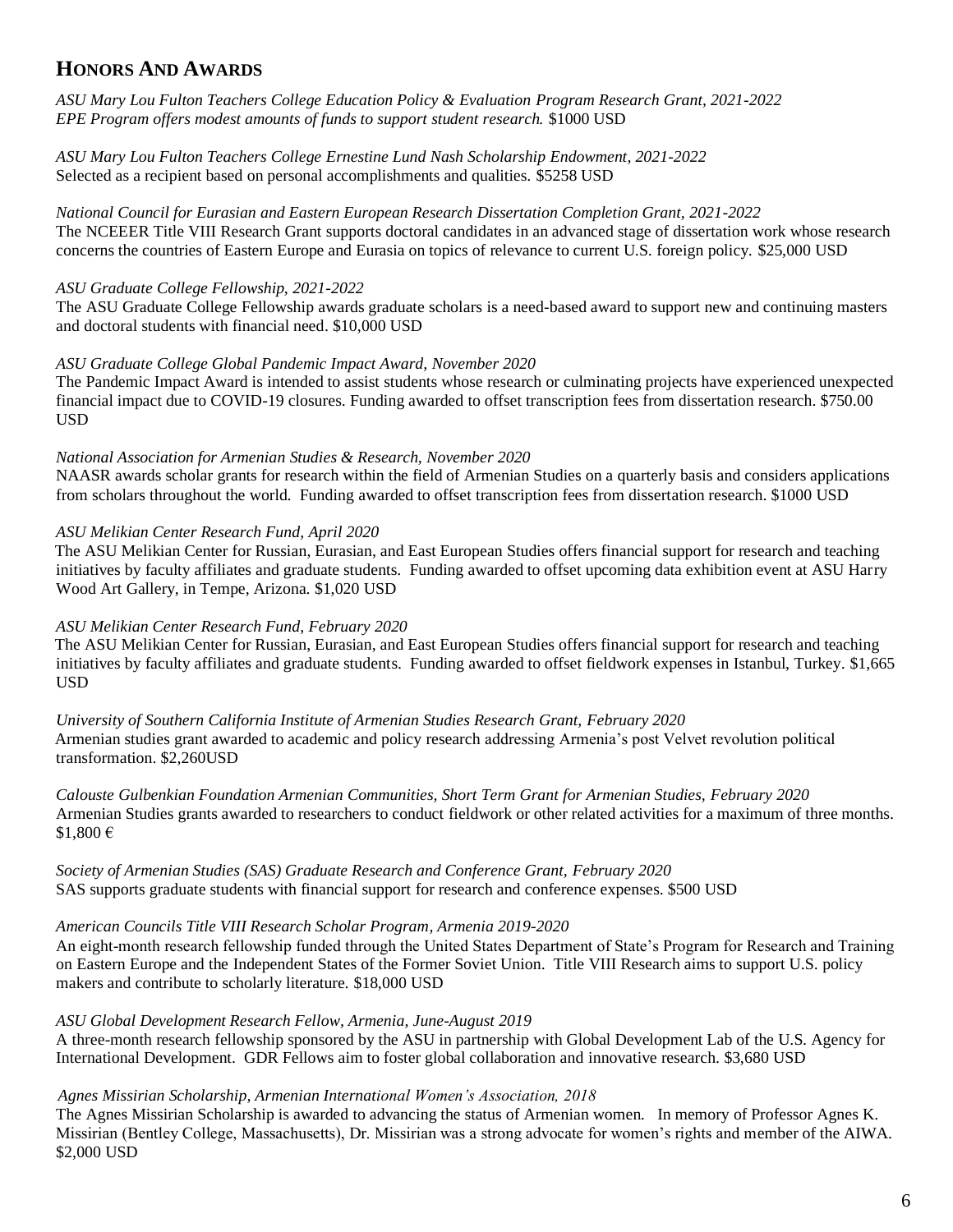## HONORS AND AWARDS

*ASU Mary Lou Fulton Teachers College Education Policy & Evaluation Program Research Grant, 2021-2022*
*EPE Program offers modest amounts of funds to support student research.* $1000 USD

*ASU Mary Lou Fulton Teachers College Ernestine Lund Nash Scholarship Endowment, 2021-2022*
Selected as a recipient based on personal accomplishments and qualities. $5258 USD

*National Council for Eurasian and Eastern European Research Dissertation Completion Grant, 2021-2022*
The NCEEER Title VIII Research Grant supports doctoral candidates in an advanced stage of dissertation work whose research concerns the countries of Eastern Europe and Eurasia on topics of relevance to current U.S. foreign policy. $25,000 USD

*ASU Graduate College Fellowship, 2021-2022*
The ASU Graduate College Fellowship awards graduate scholars is a need-based award to support new and continuing masters and doctoral students with financial need. $10,000 USD

*ASU Graduate College Global Pandemic Impact Award, November 2020*
The Pandemic Impact Award is intended to assist students whose research or culminating projects have experienced unexpected financial impact due to COVID-19 closures. Funding awarded to offset transcription fees from dissertation research. $750.00 USD

*National Association for Armenian Studies & Research, November 2020*
NAASR awards scholar grants for research within the field of Armenian Studies on a quarterly basis and considers applications from scholars throughout the world. Funding awarded to offset transcription fees from dissertation research. $1000 USD

*ASU Melikian Center Research Fund, April 2020*
The ASU Melikian Center for Russian, Eurasian, and East European Studies offers financial support for research and teaching initiatives by faculty affiliates and graduate students. Funding awarded to offset upcoming data exhibition event at ASU Harry Wood Art Gallery, in Tempe, Arizona. $1,020 USD

*ASU Melikian Center Research Fund, February 2020*
The ASU Melikian Center for Russian, Eurasian, and East European Studies offers financial support for research and teaching initiatives by faculty affiliates and graduate students. Funding awarded to offset fieldwork expenses in Istanbul, Turkey. $1,665 USD

*University of Southern California Institute of Armenian Studies Research Grant, February 2020*
Armenian studies grant awarded to academic and policy research addressing Armenia's post Velvet revolution political transformation. $2,260USD

*Calouste Gulbenkian Foundation Armenian Communities, Short Term Grant for Armenian Studies, February 2020*
Armenian Studies grants awarded to researchers to conduct fieldwork or other related activities for a maximum of three months. $1,800 €

*Society of Armenian Studies (SAS) Graduate Research and Conference Grant, February 2020*
SAS supports graduate students with financial support for research and conference expenses. $500 USD

*American Councils Title VIII Research Scholar Program, Armenia 2019-2020*
An eight-month research fellowship funded through the United States Department of State's Program for Research and Training on Eastern Europe and the Independent States of the Former Soviet Union. Title VIII Research aims to support U.S. policy makers and contribute to scholarly literature. $18,000 USD

*ASU Global Development Research Fellow, Armenia, June-August 2019*
A three-month research fellowship sponsored by the ASU in partnership with Global Development Lab of the U.S. Agency for International Development. GDR Fellows aim to foster global collaboration and innovative research. $3,680 USD

*Agnes Missirian Scholarship, Armenian International Women's Association, 2018*
The Agnes Missirian Scholarship is awarded to advancing the status of Armenian women. In memory of Professor Agnes K. Missirian (Bentley College, Massachusetts), Dr. Missirian was a strong advocate for women's rights and member of the AIWA. $2,000 USD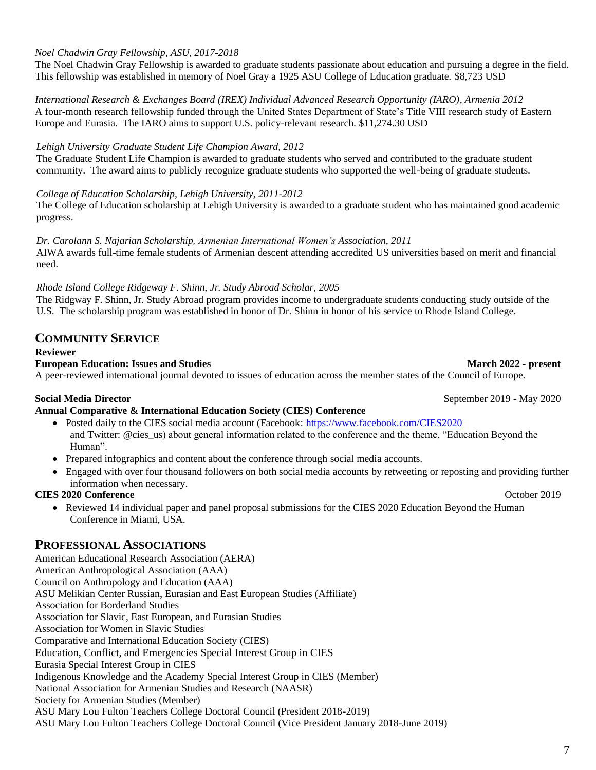*Noel Chadwin Gray Fellowship, ASU, 2017-2018*
The Noel Chadwin Gray Fellowship is awarded to graduate students passionate about education and pursuing a degree in the field. This fellowship was established in memory of Noel Gray a 1925 ASU College of Education graduate. $8,723 USD

*International Research & Exchanges Board (IREX) Individual Advanced Research Opportunity (IARO), Armenia 2012*
A four-month research fellowship funded through the United States Department of State's Title VIII research study of Eastern Europe and Eurasia. The IARO aims to support U.S. policy-relevant research. $11,274.30 USD

*Lehigh University Graduate Student Life Champion Award, 2012*
The Graduate Student Life Champion is awarded to graduate students who served and contributed to the graduate student community. The award aims to publicly recognize graduate students who supported the well-being of graduate students.

*College of Education Scholarship, Lehigh University, 2011-2012*
The College of Education scholarship at Lehigh University is awarded to a graduate student who has maintained good academic progress.

*Dr. Carolann S. Najarian Scholarship, Armenian International Women's Association, 2011*
AIWA awards full-time female students of Armenian descent attending accredited US universities based on merit and financial need.

*Rhode Island College Ridgeway F. Shinn, Jr. Study Abroad Scholar, 2005*
The Ridgway F. Shinn, Jr. Study Abroad program provides income to undergraduate students conducting study outside of the U.S. The scholarship program was established in honor of Dr. Shinn in honor of his service to Rhode Island College.

## COMMUNITY SERVICE

**Reviewer**
**European Education: Issues and Studies** **March 2022 - present**
A peer-reviewed international journal devoted to issues of education across the member states of the Council of Europe.

**Social Media Director** September 2019 - May 2020
**Annual Comparative & International Education Society (CIES) Conference**

- Posted daily to the CIES social media account (Facebook: https://www.facebook.com/CIES2020 and Twitter: @cies_us) about general information related to the conference and the theme, "Education Beyond the Human".
- Prepared infographics and content about the conference through social media accounts.
- Engaged with over four thousand followers on both social media accounts by retweeting or reposting and providing further information when necessary.

**CIES 2020 Conference** October 2019

- Reviewed 14 individual paper and panel proposal submissions for the CIES 2020 Education Beyond the Human Conference in Miami, USA.

## PROFESSIONAL ASSOCIATIONS

American Educational Research Association (AERA)
American Anthropological Association (AAA)
Council on Anthropology and Education (AAA)
ASU Melikian Center Russian, Eurasian and East European Studies (Affiliate)
Association for Borderland Studies
Association for Slavic, East European, and Eurasian Studies
Association for Women in Slavic Studies
Comparative and International Education Society (CIES)
Education, Conflict, and Emergencies Special Interest Group in CIES
Eurasia Special Interest Group in CIES
Indigenous Knowledge and the Academy Special Interest Group in CIES (Member)
National Association for Armenian Studies and Research (NAASR)
Society for Armenian Studies (Member)
ASU Mary Lou Fulton Teachers College Doctoral Council (President 2018-2019)
ASU Mary Lou Fulton Teachers College Doctoral Council (Vice President January 2018-June 2019)